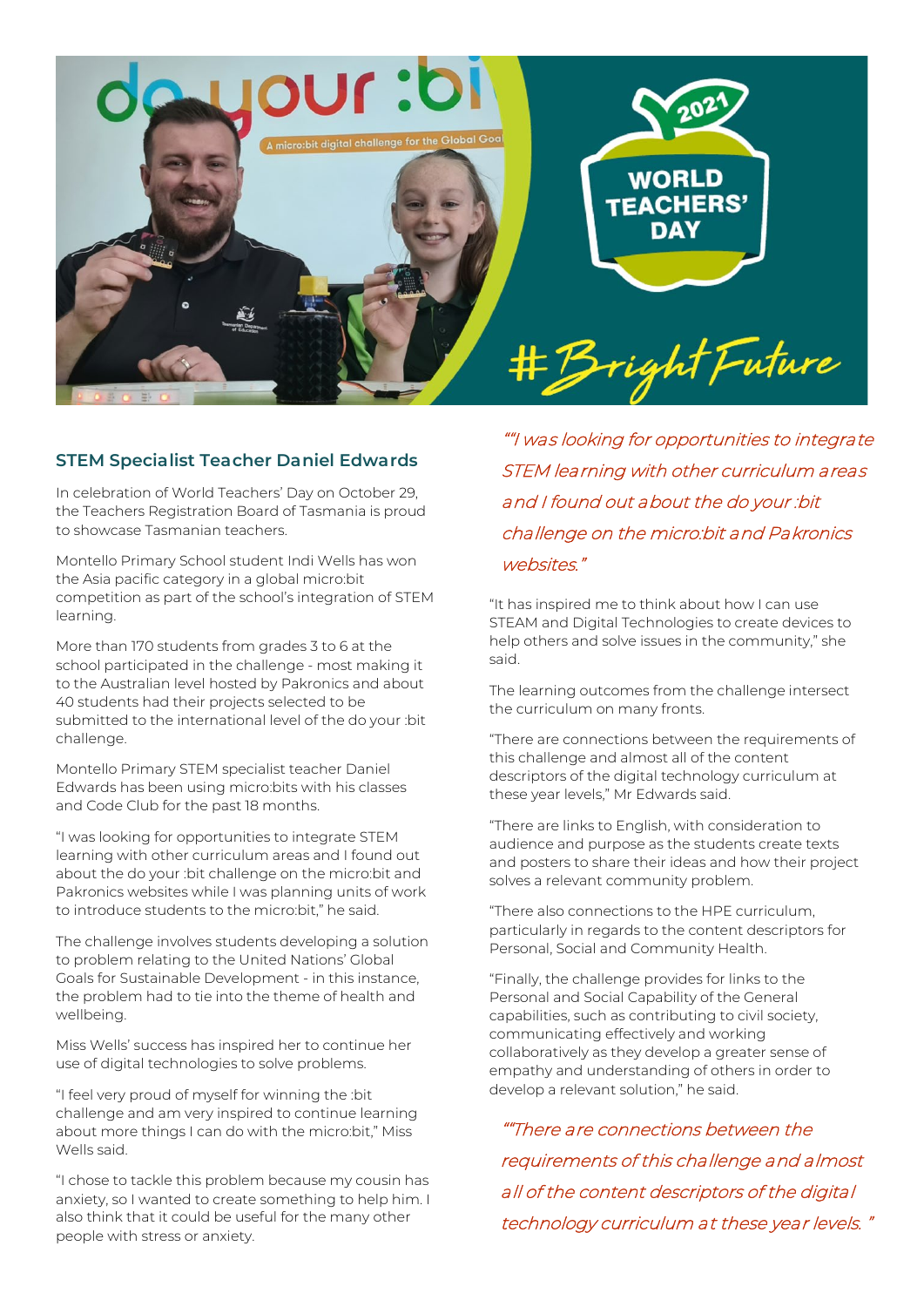## STEM Specialist Teacher Daniel Edwards

In celebration of World Teachers' Day on October 29, the Teachers Registration Board of Tasmania is proud to showcase Tasmanian teachers.

Montello Primary School student Indi Wells has won the Asia pacific category in a global micro:bit competition as part of the school's integration of STEM learning.

More than 170 students from grades 3 to 6 at the school participated in the challenge - most making it to the Australian level hosted by Pakronics and about 40 students had their projects selected to be submitted to the international level of the do your :bit challenge.

Montello Primary STEM specialist teacher Daniel Edwards has been using micro:bits with his classes and Code Club for the past 18 months.

"I was looking for opportunities to integrate STEM learning with other curriculum areas and I found out about the do your :bit challenge on the micro:bit and Pakronics websites while I was planning units of work to introduce students to the micro:bit," he said.

The challenge involves students developing a solution to problem relating to the United Nations' Global Goals for Sustainable Development - in this instance, the problem had to tie into the theme of health and wellbeing.

Miss Wells' success has inspired her to continue her use of digital technologies to solve problems.

"I feel very proud of myself for winning the :bit challenge and am very inspired to continue learning about more things I can do with the micro:bit," Miss Wells said.

"I chose to tackle this problem because my cousin has anxiety, so I wanted to create something to help him. I also think that it could be useful for the many other people with stress or anxiety.

*""I was looking for opportunities to integrate STEM learning with other curriculum areas and I found out about the do your :bit challenge on the micro:bit and Pakronics websites."*

"It has inspired me to think about how I can use STEAM and Digital Technologies to create devices to help others and solve issues in the community," she said.

The learning outcomes from the challenge intersect the curriculum on many fronts.

"There are connections between the requirements of this challenge and almost all of the content descriptors of the digital technology curriculum at these year levels," Mr Edwards said.

"There are links to English, with consideration to audience and purpose as the students create texts and posters to share their ideas and how their project solves a relevant community problem.

"There also connections to the HPE curriculum, particularly in regards to the content descriptors for Personal, Social and Community Health.

"Finally, the challenge provides for links to the Personal and Social Capability of the General capabilities, such as contributing to civil society, communicating effectively and working collaboratively as they develop a greater sense of empathy and understanding of others in order to develop a relevant solution," he said.

*""There are connections between the requirements of this challenge and almost all of the content descriptors of the digital technology curriculum at these year levels. "*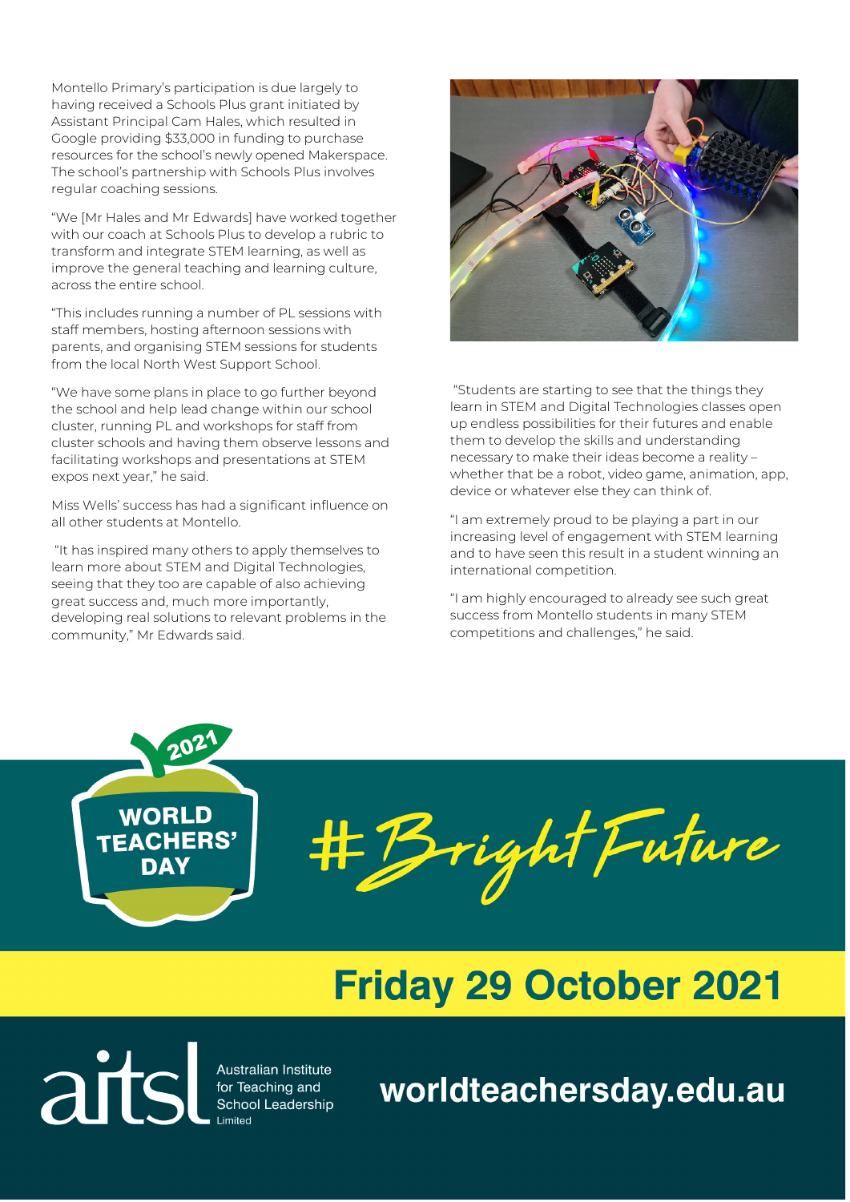Montello Primary's participation is due largely to having received a Schools Plus grant initiated by Assistant Principal Cam Hales, which resulted in Google providing $33,000 in funding to purchase resources for the school's newly opened Makerspace. The school's partnership with Schools Plus involves regular coaching sessions.

"We [Mr Hales and Mr Edwards] have worked together with our coach at Schools Plus to develop a rubric to transform and integrate STEM learning, as well as improve the general teaching and learning culture, across the entire school.

"This includes running a number of PL sessions with staff members, hosting afternoon sessions with parents, and organising STEM sessions for students from the local North West Support School.

"We have some plans in place to go further beyond the school and help lead change within our school cluster, running PL and workshops for staff from cluster schools and having them observe lessons and facilitating workshops and presentations at STEM expos next year," he said.

Miss Wells' success has had a significant influence on all other students at Montello.

"It has inspired many others to apply themselves to learn more about STEM and Digital Technologies, seeing that they too are capable of also achieving great success and, much more importantly, developing real solutions to relevant problems in the community," Mr Edwards said.

"Students are starting to see that the things they learn in STEM and Digital Technologies classes open up endless possibilities for their futures and enable them to develop the skills and understanding necessary to make their ideas become a reality – whether that be a robot, video game, animation, app, device or whatever else they can think of.

"I am extremely proud to be playing a part in our increasing level of engagement with STEM learning and to have seen this result in a student winning an international competition.

"I am highly encouraged to already see such great success from Montello students in many STEM competitions and challenges," he said.

2021 WORLD TEACHERS' DAY

#BrightFuture

## Friday 29 October 2021

aitsl Australian Institute for Teaching and School Leadership Limited

**worldteachersday.edu.au**